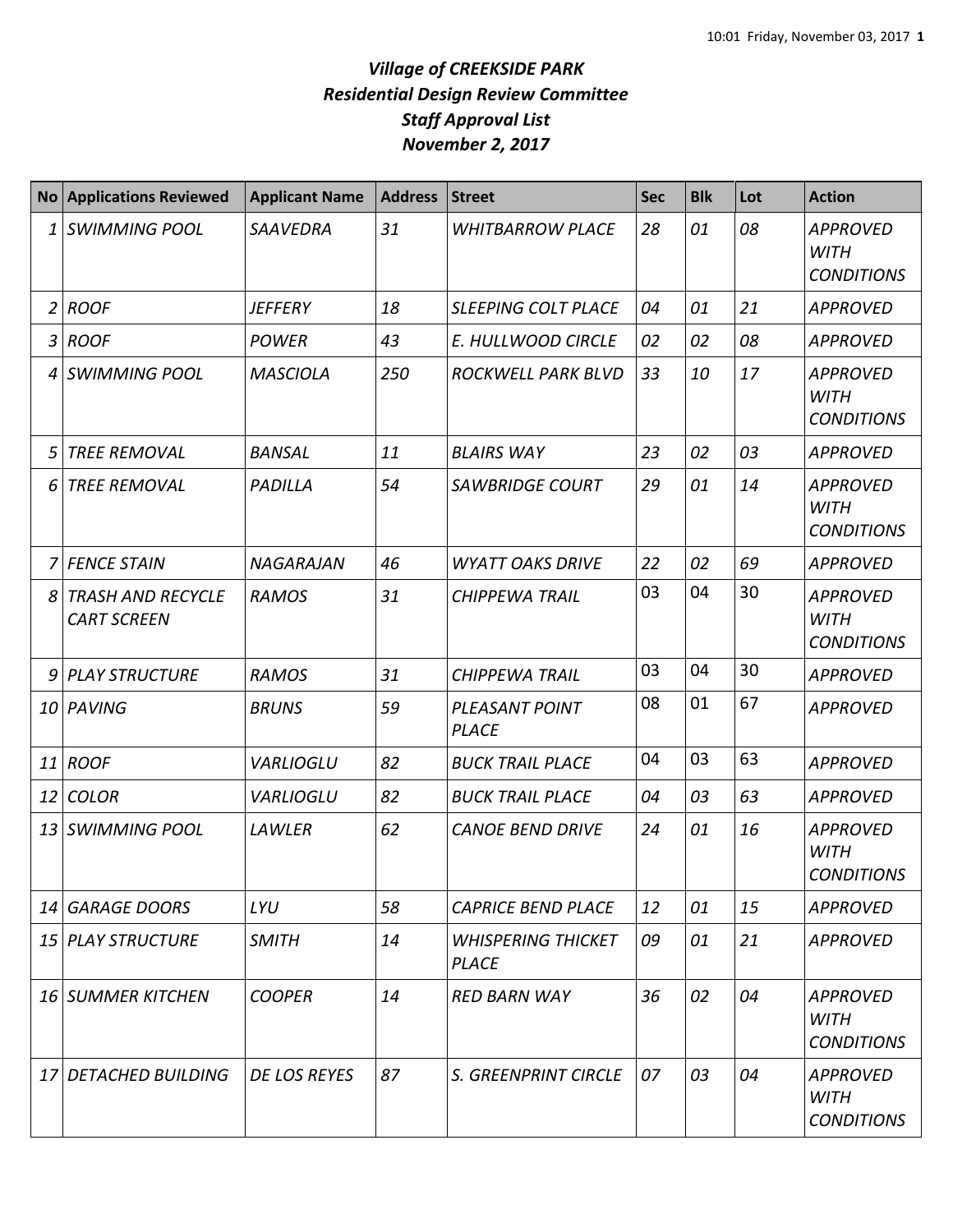# *Village of CREEKSIDE PARK*
## *Residential Design Review Committee*
## *Staff Approval List*
## *November 2, 2017*

| No | Applications Reviewed | Applicant Name | Address | Street | Sec | Blk | Lot | Action |
|---|---|---|---|---|---|---|---|---|
| 1 | SWIMMING POOL | SAAVEDRA | 31 | WHITBARROW PLACE | 28 | 01 | 08 | APPROVED WITH CONDITIONS |
| 2 | ROOF | JEFFERY | 18 | SLEEPING COLT PLACE | 04 | 01 | 21 | APPROVED |
| 3 | ROOF | POWER | 43 | E. HULLWOOD CIRCLE | 02 | 02 | 08 | APPROVED |
| 4 | SWIMMING POOL | MASCIOLA | 250 | ROCKWELL PARK BLVD | 33 | 10 | 17 | APPROVED WITH CONDITIONS |
| 5 | TREE REMOVAL | BANSAL | 11 | BLAIRS WAY | 23 | 02 | 03 | APPROVED |
| 6 | TREE REMOVAL | PADILLA | 54 | SAWBRIDGE COURT | 29 | 01 | 14 | APPROVED WITH CONDITIONS |
| 7 | FENCE STAIN | NAGARAJAN | 46 | WYATT OAKS DRIVE | 22 | 02 | 69 | APPROVED |
| 8 | TRASH AND RECYCLE CART SCREEN | RAMOS | 31 | CHIPPEWA TRAIL | 03 | 04 | 30 | APPROVED WITH CONDITIONS |
| 9 | PLAY STRUCTURE | RAMOS | 31 | CHIPPEWA TRAIL | 03 | 04 | 30 | APPROVED |
| 10 | PAVING | BRUNS | 59 | PLEASANT POINT PLACE | 08 | 01 | 67 | APPROVED |
| 11 | ROOF | VARLIOGLU | 82 | BUCK TRAIL PLACE | 04 | 03 | 63 | APPROVED |
| 12 | COLOR | VARLIOGLU | 82 | BUCK TRAIL PLACE | 04 | 03 | 63 | APPROVED |
| 13 | SWIMMING POOL | LAWLER | 62 | CANOE BEND DRIVE | 24 | 01 | 16 | APPROVED WITH CONDITIONS |
| 14 | GARAGE DOORS | LYU | 58 | CAPRICE BEND PLACE | 12 | 01 | 15 | APPROVED |
| 15 | PLAY STRUCTURE | SMITH | 14 | WHISPERING THICKET PLACE | 09 | 01 | 21 | APPROVED |
| 16 | SUMMER KITCHEN | COOPER | 14 | RED BARN WAY | 36 | 02 | 04 | APPROVED WITH CONDITIONS |
| 17 | DETACHED BUILDING | DE LOS REYES | 87 | S. GREENPRINT CIRCLE | 07 | 03 | 04 | APPROVED WITH CONDITIONS |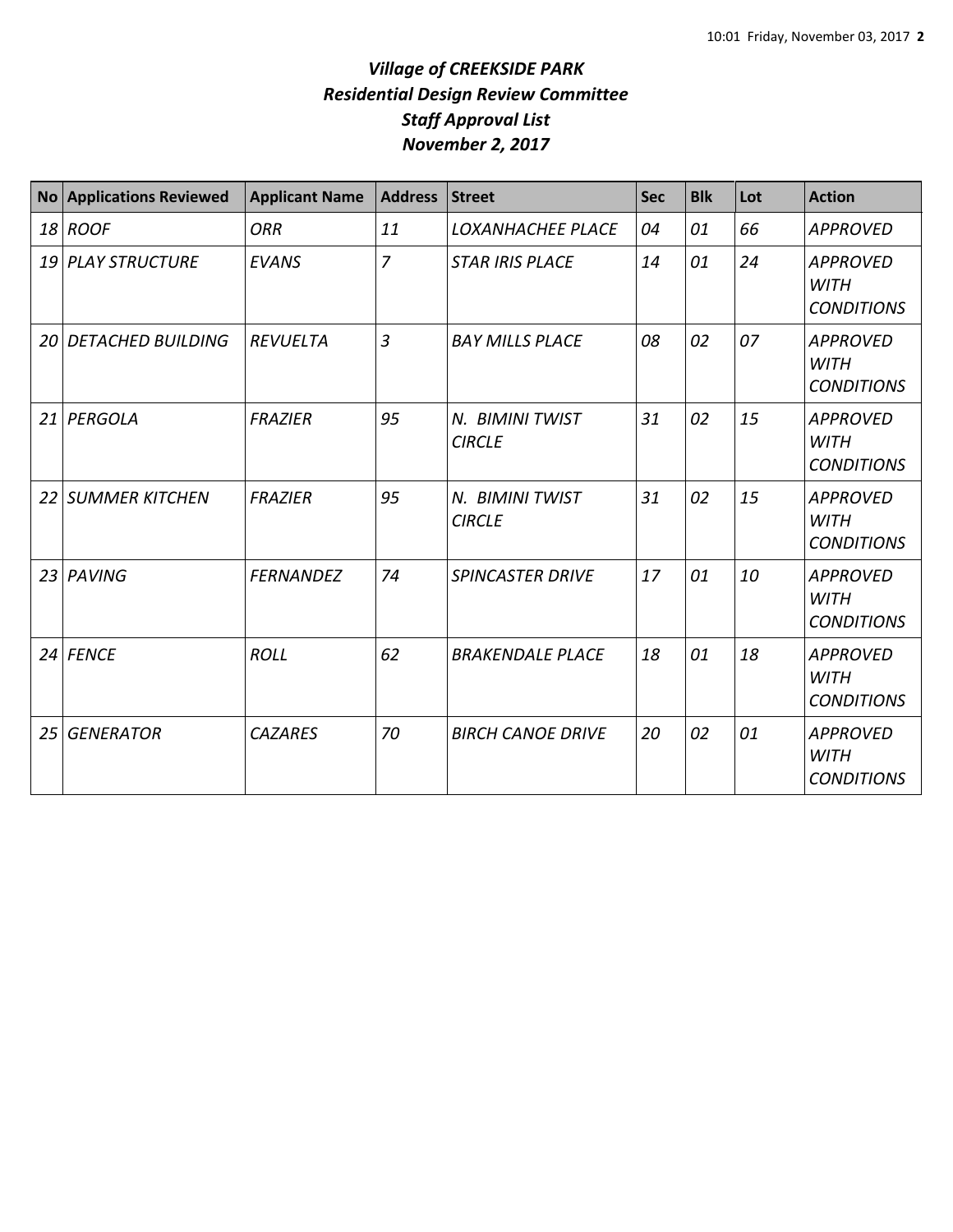# *Village of CREEKSIDE PARK*
## *Residential Design Review Committee*
## *Staff Approval List*
## *November 2, 2017*

| No | Applications Reviewed | Applicant Name | Address | Street | Sec | Blk | Lot | Action |
|---|---|---|---|---|---|---|---|---|
| *18* | *ROOF* | *ORR* | *11* | *LOXANHACHEE PLACE* | *04* | *01* | *66* | *APPROVED* |
| *19* | *PLAY STRUCTURE* | *EVANS* | *7* | *STAR IRIS PLACE* | *14* | *01* | *24* | *APPROVED WITH CONDITIONS* |
| *20* | *DETACHED BUILDING* | *REVUELTA* | *3* | *BAY MILLS PLACE* | *08* | *02* | *07* | *APPROVED WITH CONDITIONS* |
| *21* | *PERGOLA* | *FRAZIER* | *95* | *N. BIMINI TWIST CIRCLE* | *31* | *02* | *15* | *APPROVED WITH CONDITIONS* |
| *22* | *SUMMER KITCHEN* | *FRAZIER* | *95* | *N. BIMINI TWIST CIRCLE* | *31* | *02* | *15* | *APPROVED WITH CONDITIONS* |
| *23* | *PAVING* | *FERNANDEZ* | *74* | *SPINCASTER DRIVE* | *17* | *01* | *10* | *APPROVED WITH CONDITIONS* |
| *24* | *FENCE* | *ROLL* | *62* | *BRAKENDALE PLACE* | *18* | *01* | *18* | *APPROVED WITH CONDITIONS* |
| *25* | *GENERATOR* | *CAZARES* | *70* | *BIRCH CANOE DRIVE* | *20* | *02* | *01* | *APPROVED WITH CONDITIONS* |